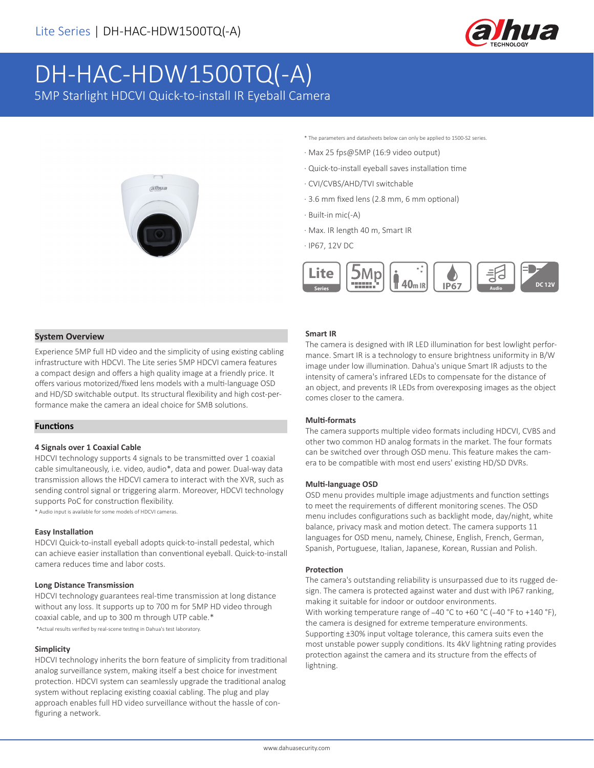Lite Series | DH-HAC-HDW1500TQ(-A)

# DH-HAC-HDW1500TQ(-A)

5MP Starlight HDCVI Quick-to-install IR Eyeball Camera

* The parameters and datasheets below can only be applied to 1500-S2 series.

- Max 25 fps@5MP (16:9 video output)
- Quick-to-install eyeball saves installation time
- CVI/CVBS/AHD/TVI switchable
- 3.6 mm fixed lens (2.8 mm, 6 mm optional)
- Built-in mic(-A)
- Max. IR length 40 m, Smart IR
- IP67, 12V DC

## System Overview

Experience 5MP full HD video and the simplicity of using existing cabling infrastructure with HDCVI. The Lite series 5MP HDCVI camera features a compact design and offers a high quality image at a friendly price. It offers various motorized/fixed lens models with a multi-language OSD and HD/SD switchable output. Its structural flexibility and high cost-performance make the camera an ideal choice for SMB solutions.

## Functions

### 4 Signals over 1 Coaxial Cable

HDCVI technology supports 4 signals to be transmitted over 1 coaxial cable simultaneously, i.e. video, audio*, data and power. Dual-way data transmission allows the HDCVI camera to interact with the XVR, such as sending control signal or triggering alarm. Moreover, HDCVI technology supports PoC for construction flexibility.

* Audio input is available for some models of HDCVI cameras.

### Easy Installation

HDCVI Quick-to-install eyeball adopts quick-to-install pedestal, which can achieve easier installation than conventional eyeball. Quick-to-install camera reduces time and labor costs.

### Long Distance Transmission

HDCVI technology guarantees real-time transmission at long distance without any loss. It supports up to 700 m for 5MP HD video through coaxial cable, and up to 300 m through UTP cable.*

*Actual results verified by real-scene testing in Dahua's test laboratory.

### Simplicity

HDCVI technology inherits the born feature of simplicity from traditional analog surveillance system, making itself a best choice for investment protection. HDCVI system can seamlessly upgrade the traditional analog system without replacing existing coaxial cabling. The plug and play approach enables full HD video surveillance without the hassle of configuring a network.

### Smart IR

The camera is designed with IR LED illumination for best lowlight performance. Smart IR is a technology to ensure brightness uniformity in B/W image under low illumination. Dahua's unique Smart IR adjusts to the intensity of camera's infrared LEDs to compensate for the distance of an object, and prevents IR LEDs from overexposing images as the object comes closer to the camera.

### Multi-formats

The camera supports multiple video formats including HDCVI, CVBS and other two common HD analog formats in the market. The four formats can be switched over through OSD menu. This feature makes the camera to be compatible with most end users' existing HD/SD DVRs.

### Multi-language OSD

OSD menu provides multiple image adjustments and function settings to meet the requirements of different monitoring scenes. The OSD menu includes configurations such as backlight mode, day/night, white balance, privacy mask and motion detect. The camera supports 11 languages for OSD menu, namely, Chinese, English, French, German, Spanish, Portuguese, Italian, Japanese, Korean, Russian and Polish.

### Protection

The camera's outstanding reliability is unsurpassed due to its rugged design. The camera is protected against water and dust with IP67 ranking, making it suitable for indoor or outdoor environments.

With working temperature range of –40 °C to +60 °C (–40 °F to +140 °F), the camera is designed for extreme temperature environments. Supporting ±30% input voltage tolerance, this camera suits even the most unstable power supply conditions. Its 4kV lightning rating provides protection against the camera and its structure from the effects of lightning.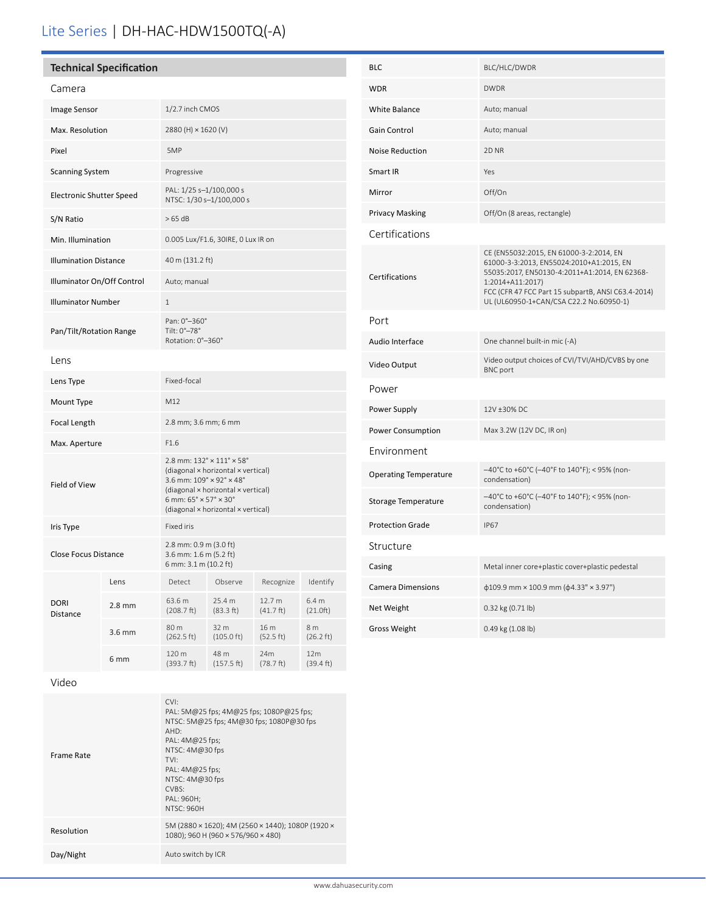# Lite Series | DH-HAC-HDW1500TQ(-A)

## Technical Specification

### Camera

| | |
|---|---|
| Image Sensor | 1/2.7 inch CMOS |
| Max. Resolution | 2880 (H) × 1620 (V) |
| Pixel | 5MP |
| Scanning System | Progressive |
| Electronic Shutter Speed | PAL: 1/25 s–1/100,000 s<br>NTSC: 1/30 s–1/100,000 s |
| S/N Ratio | > 65 dB |
| Min. Illumination | 0.005 Lux/F1.6, 30IRE, 0 Lux IR on |
| Illumination Distance | 40 m (131.2 ft) |
| Illuminator On/Off Control | Auto; manual |
| Illuminator Number | 1 |
| Pan/Tilt/Rotation Range | Pan: 0°–360°<br>Tilt: 0°–78°<br>Rotation: 0°–360° |

### Lens

| | |
|---|---|
| Lens Type | Fixed-focal |
| Mount Type | M12 |
| Focal Length | 2.8 mm; 3.6 mm; 6 mm |
| Max. Aperture | F1.6 |
| Field of View | 2.8 mm: 132° × 111° × 58°<br>(diagonal × horizontal × vertical)<br>3.6 mm: 109° × 92° × 48°<br>(diagonal × horizontal × vertical)<br>6 mm: 65° × 57° × 30°<br>(diagonal × horizontal × vertical) |
| Iris Type | Fixed iris |
| Close Focus Distance | 2.8 mm: 0.9 m (3.0 ft)<br>3.6 mm: 1.6 m (5.2 ft)<br>6 mm: 3.1 m (10.2 ft) |

| DORI Distance | Lens | Detect | Observe | Recognize | Identify |
|---|---|---|---|---|---|
| | 2.8 mm | 63.6 m (208.7 ft) | 25.4 m (83.3 ft) | 12.7 m (41.7 ft) | 6.4 m (21.0ft) |
| | 3.6 mm | 80 m (262.5 ft) | 32 m (105.0 ft) | 16 m (52.5 ft) | 8 m (26.2 ft) |
| | 6 mm | 120 m (393.7 ft) | 48 m (157.5 ft) | 24m (78.7 ft) | 12m (39.4 ft) |

### Video

| | |
|---|---|
| Frame Rate | CVI:<br>PAL: 5M@25 fps; 4M@25 fps; 1080P@25 fps;<br>NTSC: 5M@25 fps; 4M@30 fps; 1080P@30 fps<br>AHD:<br>PAL: 4M@25 fps;<br>NTSC: 4M@30 fps<br>TVI:<br>PAL: 4M@25 fps;<br>NTSC: 4M@30 fps<br>CVBS:<br>PAL: 960H;<br>NTSC: 960H |
| Resolution | 5M (2880 × 1620); 4M (2560 × 1440); 1080P (1920 × 1080); 960 H (960 × 576/960 × 480) |
| Day/Night | Auto switch by ICR |
| BLC | BLC/HLC/DWDR |
| WDR | DWDR |
| White Balance | Auto; manual |
| Gain Control | Auto; manual |
| Noise Reduction | 2D NR |
| Smart IR | Yes |
| Mirror | Off/On |
| Privacy Masking | Off/On (8 areas, rectangle) |

### Certifications

| | |
|---|---|
| Certifications | CE (EN55032:2015, EN 61000-3-2:2014, EN 61000-3-3:2013, EN55024:2010+A1:2015, EN 55035:2017, EN50130-4:2011+A1:2014, EN 62368-1:2014+A11:2017)<br>FCC (CFR 47 FCC Part 15 subpartB, ANSI C63.4-2014)<br>UL (UL60950-1+CAN/CSA C22.2 No.60950-1) |

### Port

| | |
|---|---|
| Audio Interface | One channel built-in mic (-A) |
| Video Output | Video output choices of CVI/TVI/AHD/CVBS by one BNC port |

### Power

| | |
|---|---|
| Power Supply | 12V ±30% DC |
| Power Consumption | Max 3.2W (12V DC, IR on) |

### Environment

| | |
|---|---|
| Operating Temperature | –40°C to +60°C (–40°F to 140°F); < 95% (non-condensation) |
| Storage Temperature | –40°C to +60°C (–40°F to 140°F); < 95% (non-condensation) |
| Protection Grade | IP67 |

### Structure

| | |
|---|---|
| Casing | Metal inner core+plastic cover+plastic pedestal |
| Camera Dimensions | ф109.9 mm × 100.9 mm (ф4.33" × 3.97") |
| Net Weight | 0.32 kg (0.71 lb) |
| Gross Weight | 0.49 kg (1.08 lb) |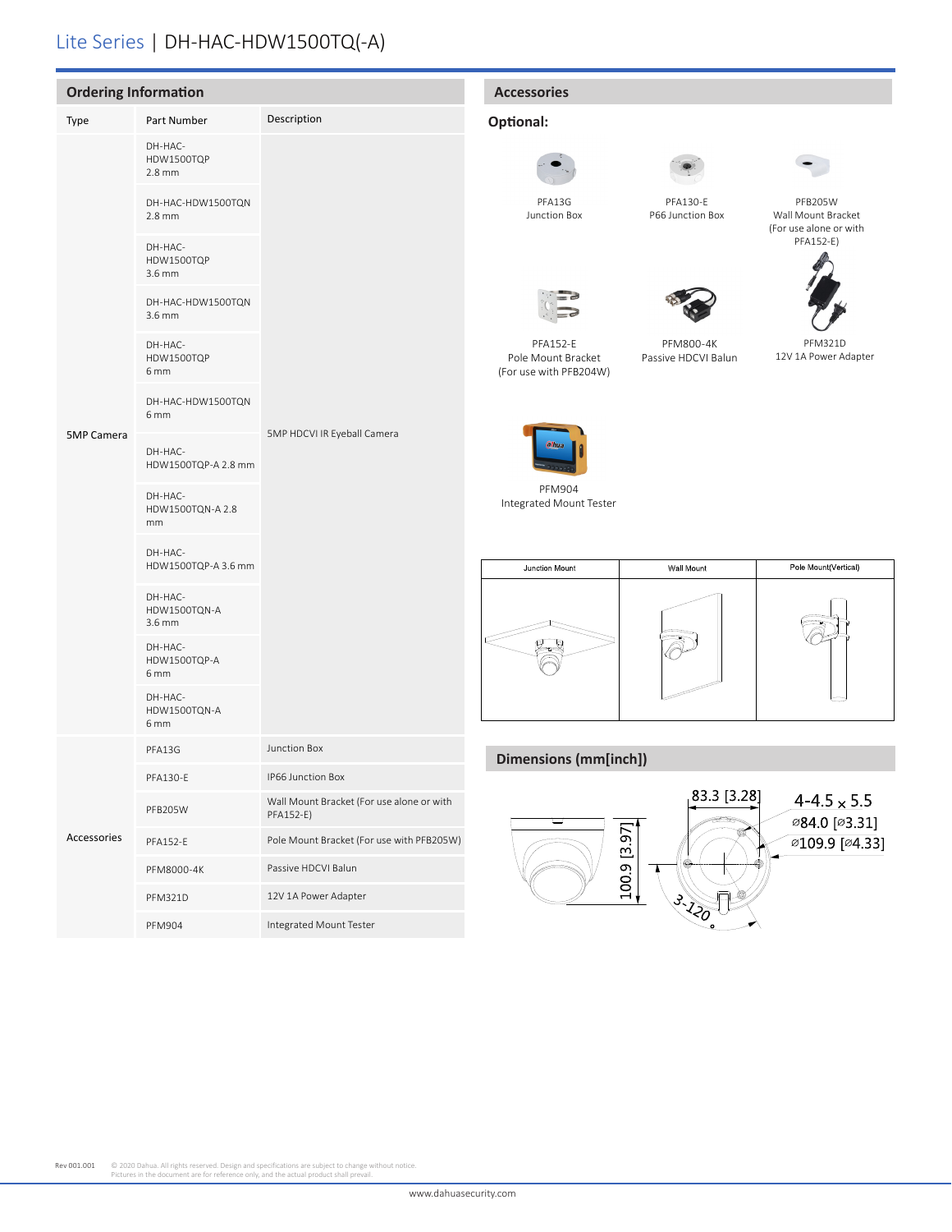# Lite Series | DH-HAC-HDW1500TQ(-A)

## Ordering Information

| Type | Part Number | Description |
|---|---|---|
| 5MP Camera | DH-HAC-HDW1500TQP 2.8 mm | 5MP HDCVI IR Eyeball Camera |
| | DH-HAC-HDW1500TQN 2.8 mm | |
| | DH-HAC-HDW1500TQP 3.6 mm | |
| | DH-HAC-HDW1500TQN 3.6 mm | |
| | DH-HAC-HDW1500TQP 6 mm | |
| | DH-HAC-HDW1500TQN 6 mm | |
| | DH-HAC-HDW1500TQP-A 2.8 mm | |
| | DH-HAC-HDW1500TQN-A 2.8 mm | |
| | DH-HAC-HDW1500TQP-A 3.6 mm | |
| | DH-HAC-HDW1500TQN-A 3.6 mm | |
| | DH-HAC-HDW1500TQP-A 6 mm | |
| | DH-HAC-HDW1500TQN-A 6 mm | |
| Accessories | PFA13G | Junction Box |
| | PFA130-E | IP66 Junction Box |
| | PFB205W | Wall Mount Bracket (For use alone or with PFA152-E) |
| | PFA152-E | Pole Mount Bracket (For use with PFB205W) |
| | PFM8000-4K | Passive HDCVI Balun |
| | PFM321D | 12V 1A Power Adapter |
| | PFM904 | Integrated Mount Tester |

## Accessories

**Optional:**

PFA13G
Junction Box

PFA130-E
P66 Junction Box

PFB205W
Wall Mount Bracket
(For use alone or with PFA152-E)

PFA152-E
Pole Mount Bracket
(For use with PFB204W)

PFM800-4K
Passive HDCVI Balun

PFM321D
12V 1A Power Adapter

PFM904
Integrated Mount Tester

| Junction Mount | Wall Mount | Pole Mount(Vertical) |
|---|---|---|

## Dimensions (mm[inch])

83.3 [3.28]
4-4.5 × 5.5
Ø84.0 [Ø3.31]
Ø109.9 [Ø4.33]
100.9 [3.97]
3-120°

Rev 001.001 © 2020 Dahua. All rights reserved. Design and specifications are subject to change without notice.
Pictures in the document are for reference only, and the actual product shall prevail.

www.dahuasecurity.com